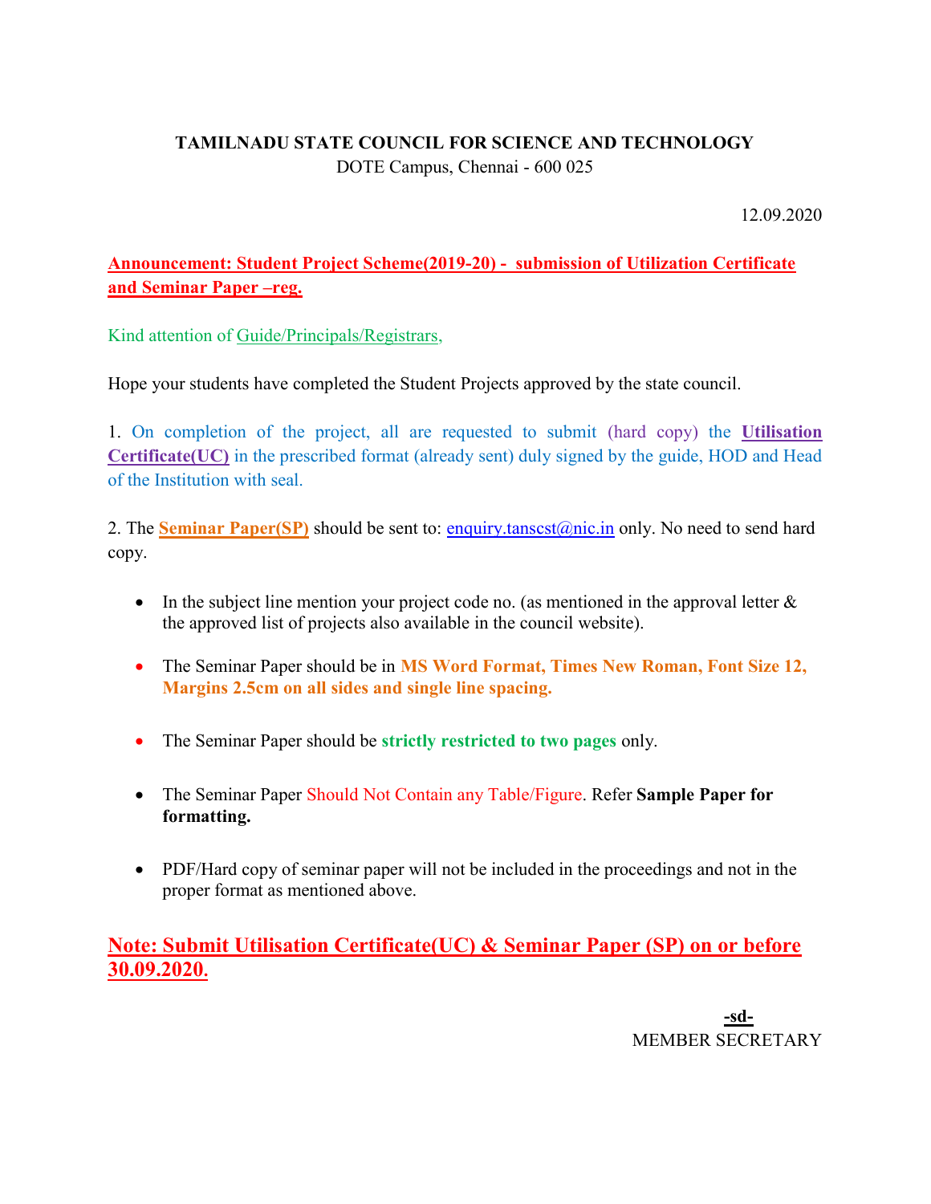**TAMILNADU STATE COUNCIL FOR SCIENCE AND TECHNOLOGY**

DOTE Campus, Chennai - 600 025

12.09.2020

**Announcement: Student Project Scheme(2019-20) - submission of Utilization Certificate and Seminar Paper –reg.**

Kind attention of Guide/Principals/Registrars,

Hope your students have completed the Student Projects approved by the state council.

1. On completion of the project, all are requested to submit (hard copy) the **Utilisation Certificate(UC)** in the prescribed format (already sent) duly signed by the guide, HOD and Head of the Institution with seal.

2. The **Seminar Paper(SP)** should be sent to: enquiry.tanscst@nic.in only. No need to send hard copy.

- In the subject line mention your project code no. (as mentioned in the approval letter & the approved list of projects also available in the council website).
- The Seminar Paper should be in **MS Word Format, Times New Roman, Font Size 12, Margins 2.5cm on all sides and single line spacing.**
- The Seminar Paper should be **strictly restricted to two pages** only.
- The Seminar Paper Should Not Contain any Table/Figure. Refer **Sample Paper for formatting.**
- PDF/Hard copy of seminar paper will not be included in the proceedings and not in the proper format as mentioned above.

**Note: Submit Utilisation Certificate(UC) & Seminar Paper (SP) on or before 30.09.2020.**

**-sd-**

MEMBER SECRETARY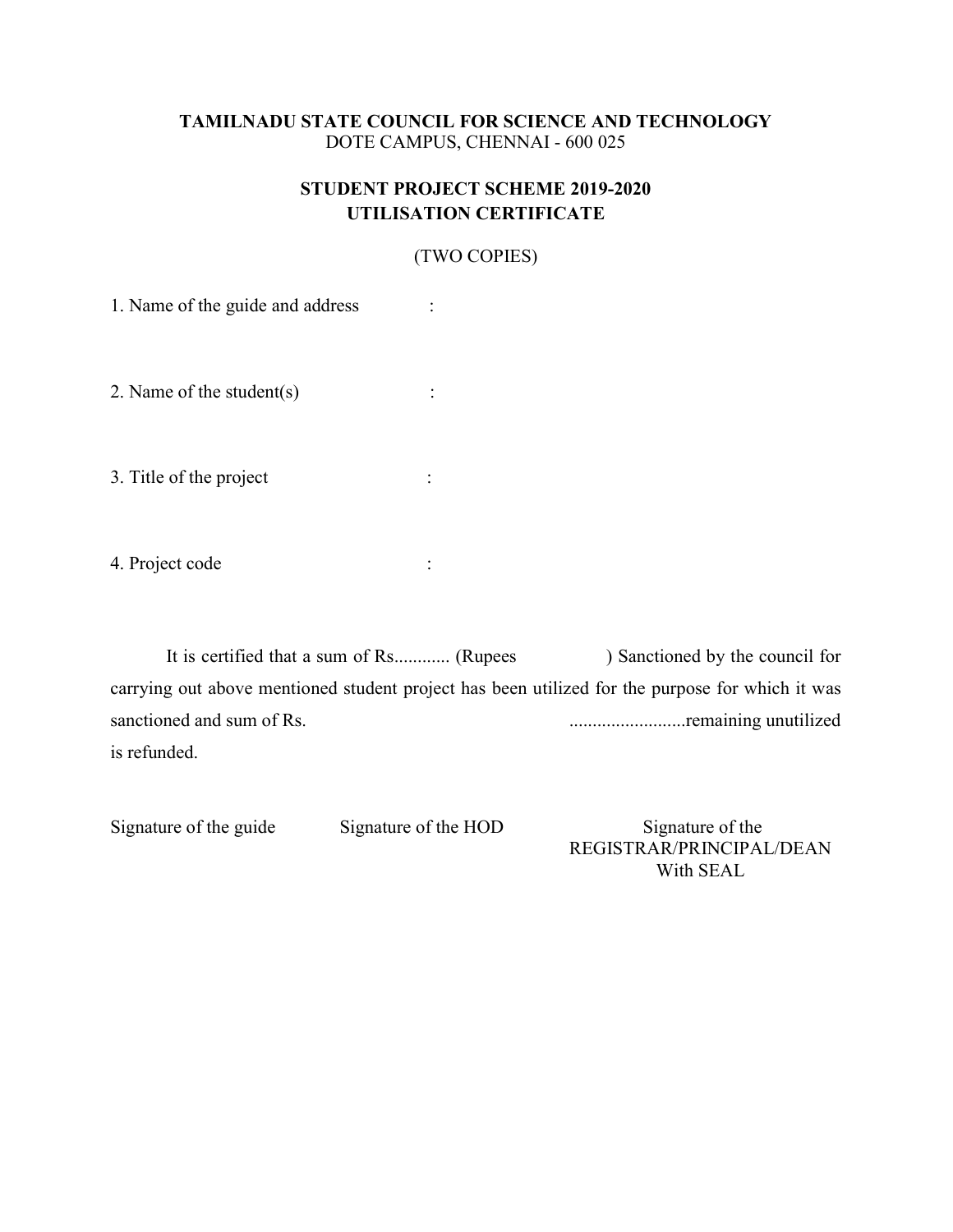**TAMILNADU STATE COUNCIL FOR SCIENCE AND TECHNOLOGY**
DOTE CAMPUS, CHENNAI - 600 025

**STUDENT PROJECT SCHEME 2019-2020**
**UTILISATION CERTIFICATE**

(TWO COPIES)

1. Name of the guide and address :

2. Name of the student(s) :

3. Title of the project :

4. Project code :

It is certified that a sum of Rs............ (Rupees ) Sanctioned by the council for carrying out above mentioned student project has been utilized for the purpose for which it was sanctioned and sum of Rs. .........................remaining unutilized is refunded.

Signature of the guide

Signature of the HOD

Signature of the
REGISTRAR/PRINCIPAL/DEAN
With SEAL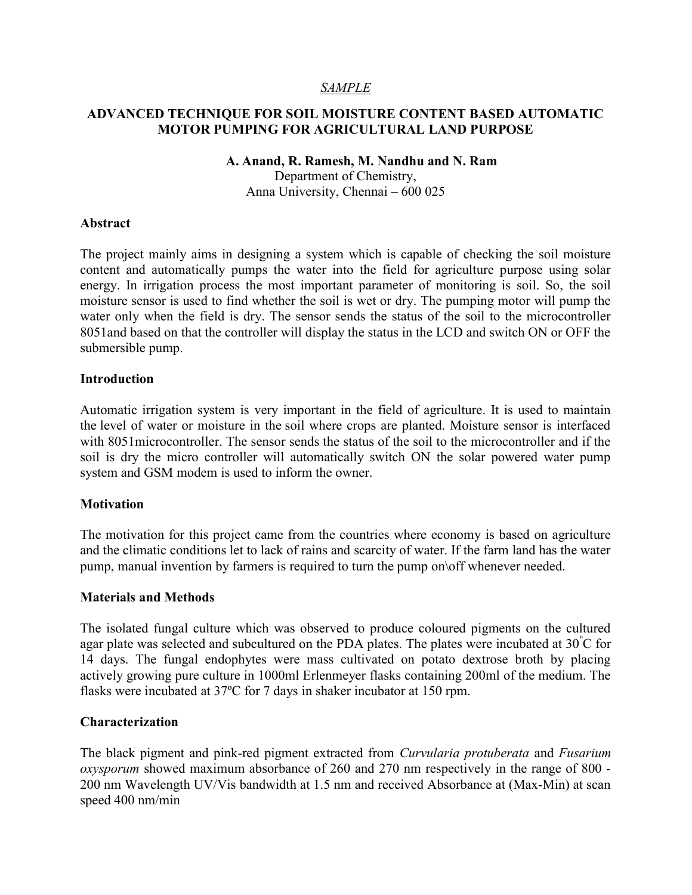*SAMPLE*

# ADVANCED TECHNIQUE FOR SOIL MOISTURE CONTENT BASED AUTOMATIC MOTOR PUMPING FOR AGRICULTURAL LAND PURPOSE

**A. Anand, R. Ramesh, M. Nandhu and N. Ram**
Department of Chemistry,
Anna University, Chennai – 600 025

## Abstract

The project mainly aims in designing a system which is capable of checking the soil moisture content and automatically pumps the water into the field for agriculture purpose using solar energy. In irrigation process the most important parameter of monitoring is soil. So, the soil moisture sensor is used to find whether the soil is wet or dry. The pumping motor will pump the water only when the field is dry. The sensor sends the status of the soil to the microcontroller 8051and based on that the controller will display the status in the LCD and switch ON or OFF the submersible pump.

## Introduction

Automatic irrigation system is very important in the field of agriculture. It is used to maintain the level of water or moisture in the soil where crops are planted. Moisture sensor is interfaced with 8051microcontroller. The sensor sends the status of the soil to the microcontroller and if the soil is dry the micro controller will automatically switch ON the solar powered water pump system and GSM modem is used to inform the owner.

## Motivation

The motivation for this project came from the countries where economy is based on agriculture and the climatic conditions let to lack of rains and scarcity of water. If the farm land has the water pump, manual invention by farmers is required to turn the pump on\off whenever needed.

## Materials and Methods

The isolated fungal culture which was observed to produce coloured pigments on the cultured agar plate was selected and subcultured on the PDA plates. The plates were incubated at 30°C for 14 days. The fungal endophytes were mass cultivated on potato dextrose broth by placing actively growing pure culture in 1000ml Erlenmeyer flasks containing 200ml of the medium. The flasks were incubated at 37ºC for 7 days in shaker incubator at 150 rpm.

## Characterization

The black pigment and pink-red pigment extracted from *Curvularia protuberata* and *Fusarium oxysporum* showed maximum absorbance of 260 and 270 nm respectively in the range of 800 - 200 nm Wavelength UV/Vis bandwidth at 1.5 nm and received Absorbance at (Max-Min) at scan speed 400 nm/min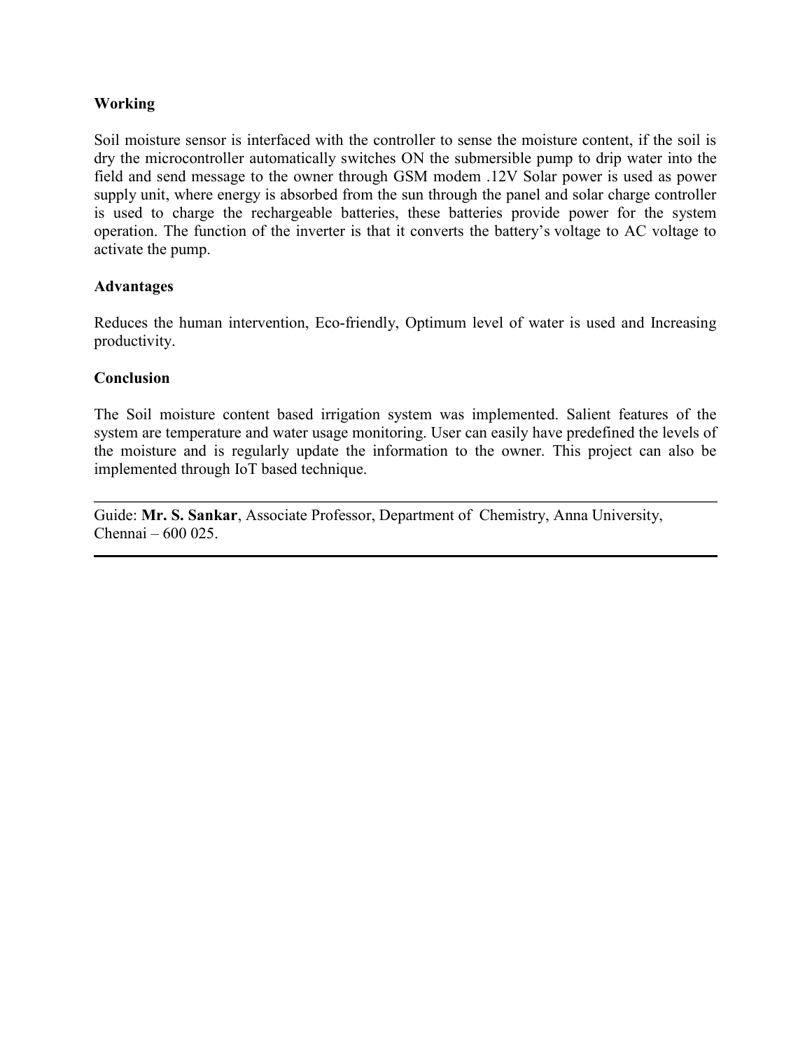**Working**

Soil moisture sensor is interfaced with the controller to sense the moisture content, if the soil is dry the microcontroller automatically switches ON the submersible pump to drip water into the field and send message to the owner through GSM modem .12V Solar power is used as power supply unit, where energy is absorbed from the sun through the panel and solar charge controller is used to charge the rechargeable batteries, these batteries provide power for the system operation. The function of the inverter is that it converts the battery's voltage to AC voltage to activate the pump.

**Advantages**

Reduces the human intervention, Eco-friendly, Optimum level of water is used and Increasing productivity.

**Conclusion**

The Soil moisture content based irrigation system was implemented. Salient features of the system are temperature and water usage monitoring. User can easily have predefined the levels of the moisture and is regularly update the information to the owner. This project can also be implemented through IoT based technique.

---

Guide: **Mr. S. Sankar**, Associate Professor, Department of Chemistry, Anna University, Chennai – 600 025.

---